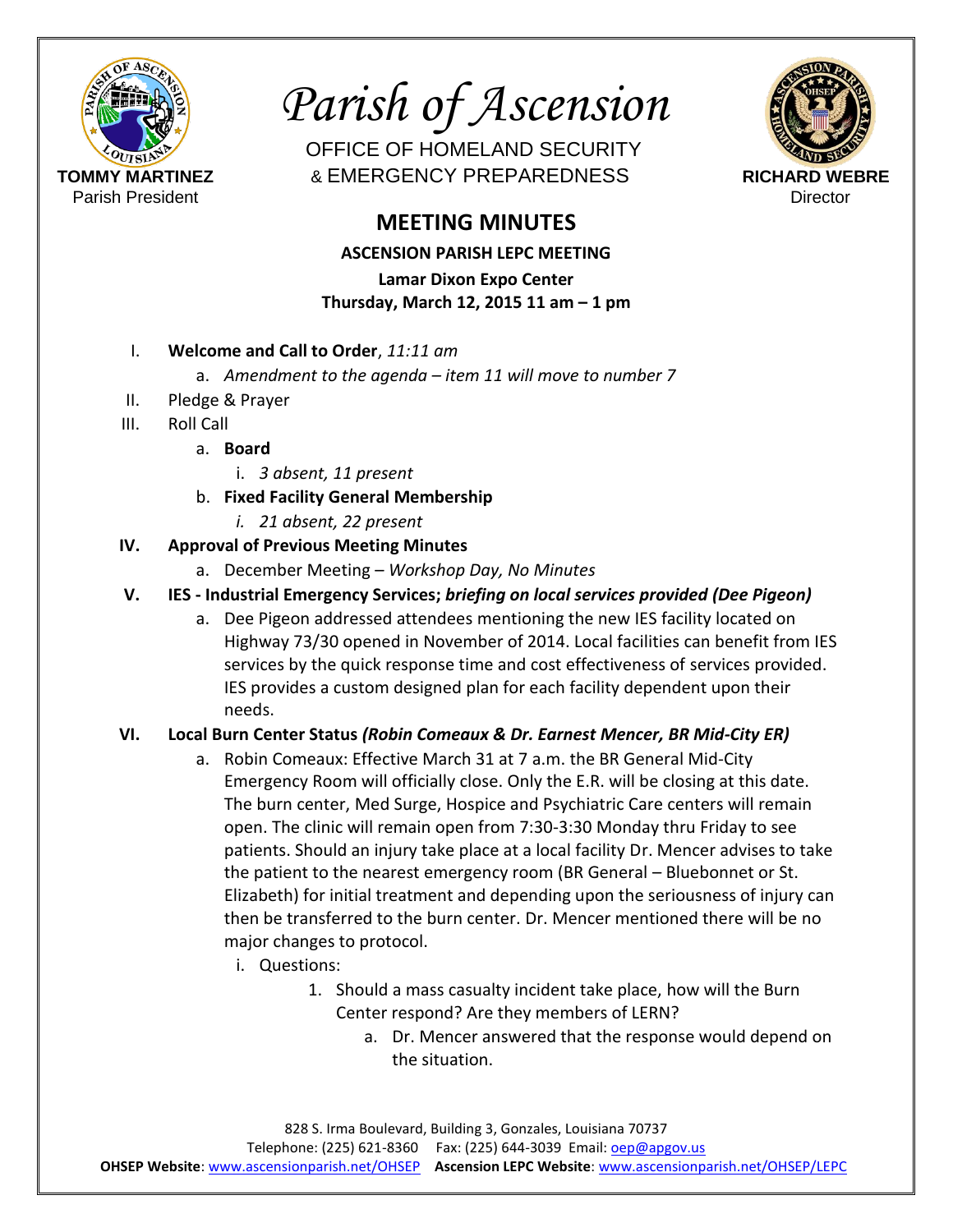TOMMY MARTINEZ
Parish President

# *Parish of Ascension*

OFFICE OF HOMELAND SECURITY
& EMERGENCY PREPAREDNESS

RICHARD WEBRE
Director

## MEETING MINUTES

**ASCENSION PARISH LEPC MEETING**

**Lamar Dixon Expo Center**

**Thursday, March 12, 2015 11 am – 1 pm**

I. **Welcome and Call to Order**, *11:11 am*
   a. *Amendment to the agenda – item 11 will move to number 7*

II. Pledge & Prayer

III. Roll Call
   a. **Board**
      i. *3 absent, 11 present*
   b. **Fixed Facility General Membership**
      i. *21 absent, 22 present*

IV. **Approval of Previous Meeting Minutes**
   a. December Meeting – *Workshop Day, No Minutes*

V. **IES - Industrial Emergency Services;** ***briefing on local services provided (Dee Pigeon)***
   a. Dee Pigeon addressed attendees mentioning the new IES facility located on Highway 73/30 opened in November of 2014. Local facilities can benefit from IES services by the quick response time and cost effectiveness of services provided. IES provides a custom designed plan for each facility dependent upon their needs.

VI. **Local Burn Center Status** ***(Robin Comeaux & Dr. Earnest Mencer, BR Mid-City ER)***
   a. Robin Comeaux: Effective March 31 at 7 a.m. the BR General Mid-City Emergency Room will officially close. Only the E.R. will be closing at this date. The burn center, Med Surge, Hospice and Psychiatric Care centers will remain open. The clinic will remain open from 7:30-3:30 Monday thru Friday to see patients. Should an injury take place at a local facility Dr. Mencer advises to take the patient to the nearest emergency room (BR General – Bluebonnet or St. Elizabeth) for initial treatment and depending upon the seriousness of injury can then be transferred to the burn center. Dr. Mencer mentioned there will be no major changes to protocol.
      i. Questions:
         1. Should a mass casualty incident take place, how will the Burn Center respond? Are they members of LERN?
            a. Dr. Mencer answered that the response would depend on the situation.

828 S. Irma Boulevard, Building 3, Gonzales, Louisiana 70737
Telephone: (225) 621-8360 Fax: (225) 644-3039 Email: oep@apgov.us
**OHSEP Website**: www.ascensionparish.net/OHSEP **Ascension LEPC Website**: www.ascensionparish.net/OHSEP/LEPC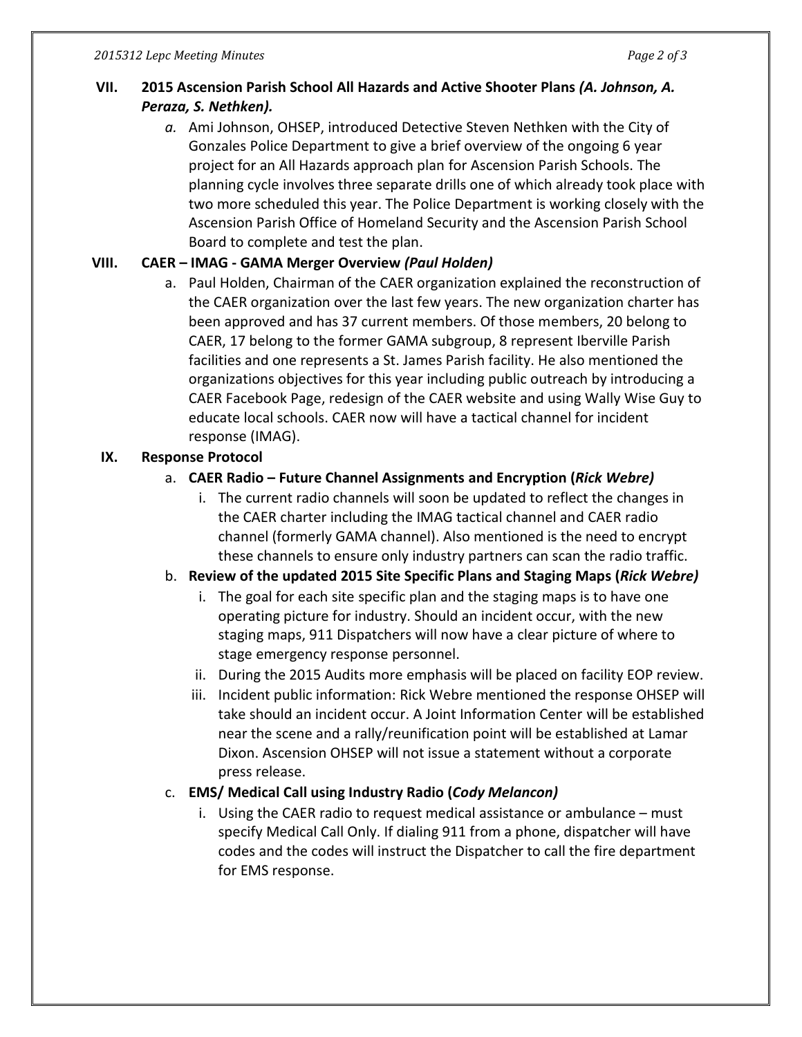## VII. 2015 Ascension Parish School All Hazards and Active Shooter Plans *(A. Johnson, A. Peraza, S. Nethken).*

*a.* Ami Johnson, OHSEP, introduced Detective Steven Nethken with the City of Gonzales Police Department to give a brief overview of the ongoing 6 year project for an All Hazards approach plan for Ascension Parish Schools. The planning cycle involves three separate drills one of which already took place with two more scheduled this year. The Police Department is working closely with the Ascension Parish Office of Homeland Security and the Ascension Parish School Board to complete and test the plan.

## VIII. CAER – IMAG - GAMA Merger Overview *(Paul Holden)*

a. Paul Holden, Chairman of the CAER organization explained the reconstruction of the CAER organization over the last few years. The new organization charter has been approved and has 37 current members. Of those members, 20 belong to CAER, 17 belong to the former GAMA subgroup, 8 represent Iberville Parish facilities and one represents a St. James Parish facility. He also mentioned the organizations objectives for this year including public outreach by introducing a CAER Facebook Page, redesign of the CAER website and using Wally Wise Guy to educate local schools. CAER now will have a tactical channel for incident response (IMAG).

## IX. Response Protocol

a. **CAER Radio – Future Channel Assignments and Encryption (*Rick Webre)***

   i. The current radio channels will soon be updated to reflect the changes in the CAER charter including the IMAG tactical channel and CAER radio channel (formerly GAMA channel). Also mentioned is the need to encrypt these channels to ensure only industry partners can scan the radio traffic.

b. **Review of the updated 2015 Site Specific Plans and Staging Maps (*Rick Webre)***

   i. The goal for each site specific plan and the staging maps is to have one operating picture for industry. Should an incident occur, with the new staging maps, 911 Dispatchers will now have a clear picture of where to stage emergency response personnel.

   ii. During the 2015 Audits more emphasis will be placed on facility EOP review.

   iii. Incident public information: Rick Webre mentioned the response OHSEP will take should an incident occur. A Joint Information Center will be established near the scene and a rally/reunification point will be established at Lamar Dixon. Ascension OHSEP will not issue a statement without a corporate press release.

c. **EMS/ Medical Call using Industry Radio (*Cody Melancon)***

   i. Using the CAER radio to request medical assistance or ambulance – must specify Medical Call Only. If dialing 911 from a phone, dispatcher will have codes and the codes will instruct the Dispatcher to call the fire department for EMS response.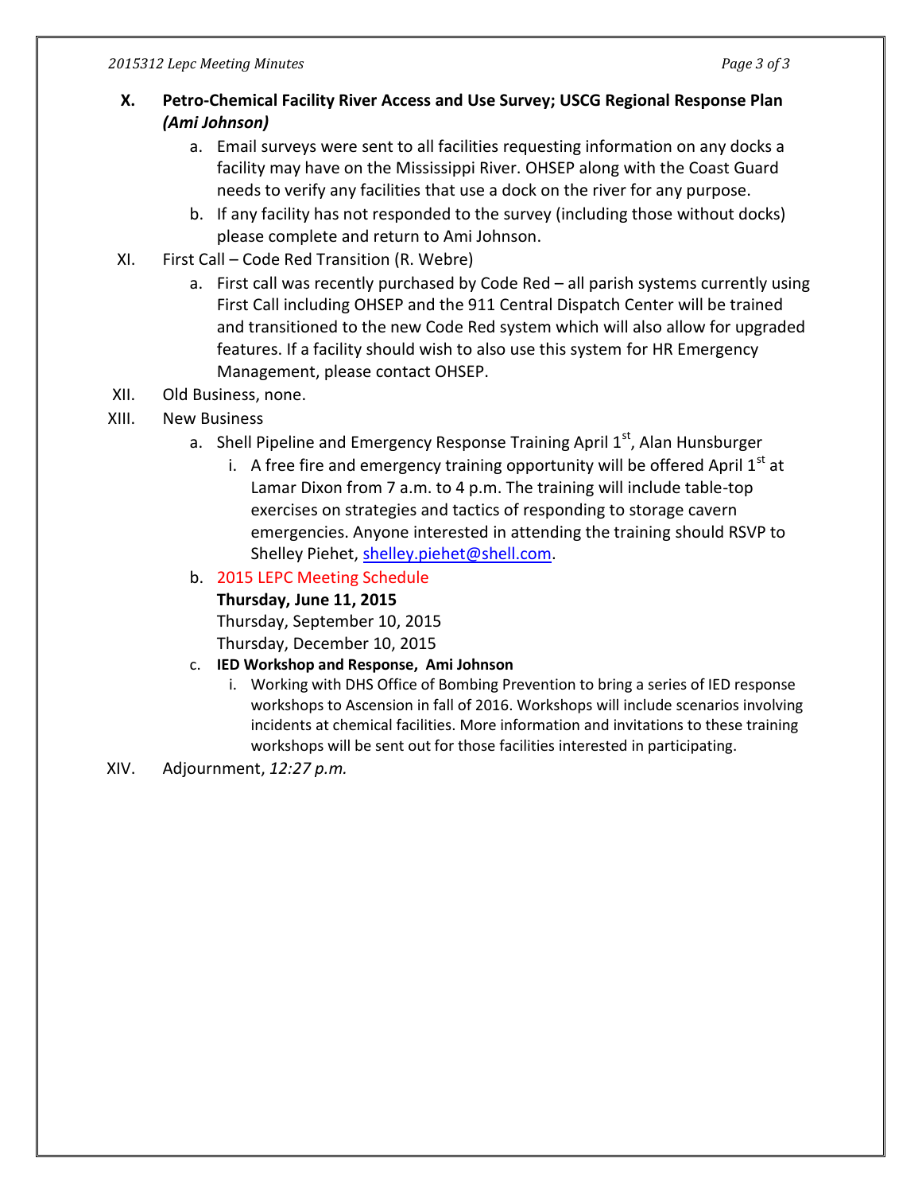X. **Petro-Chemical Facility River Access and Use Survey; USCG Regional Response Plan *(Ami Johnson)***

   a. Email surveys were sent to all facilities requesting information on any docks a facility may have on the Mississippi River. OHSEP along with the Coast Guard needs to verify any facilities that use a dock on the river for any purpose.

   b. If any facility has not responded to the survey (including those without docks) please complete and return to Ami Johnson.

XI. First Call – Code Red Transition (R. Webre)

   a. First call was recently purchased by Code Red – all parish systems currently using First Call including OHSEP and the 911 Central Dispatch Center will be trained and transitioned to the new Code Red system which will also allow for upgraded features. If a facility should wish to also use this system for HR Emergency Management, please contact OHSEP.

XII. Old Business, none.

XIII. New Business

   a. Shell Pipeline and Emergency Response Training April 1st, Alan Hunsburger

      i. A free fire and emergency training opportunity will be offered April 1st at Lamar Dixon from 7 a.m. to 4 p.m. The training will include table-top exercises on strategies and tactics of responding to storage cavern emergencies. Anyone interested in attending the training should RSVP to Shelley Piehet, shelley.piehet@shell.com.

   b. 2015 LEPC Meeting Schedule

      **Thursday, June 11, 2015**

      Thursday, September 10, 2015

      Thursday, December 10, 2015

   c. **IED Workshop and Response, Ami Johnson**

      i. Working with DHS Office of Bombing Prevention to bring a series of IED response workshops to Ascension in fall of 2016. Workshops will include scenarios involving incidents at chemical facilities. More information and invitations to these training workshops will be sent out for those facilities interested in participating.

XIV. Adjournment, *12:27 p.m.*